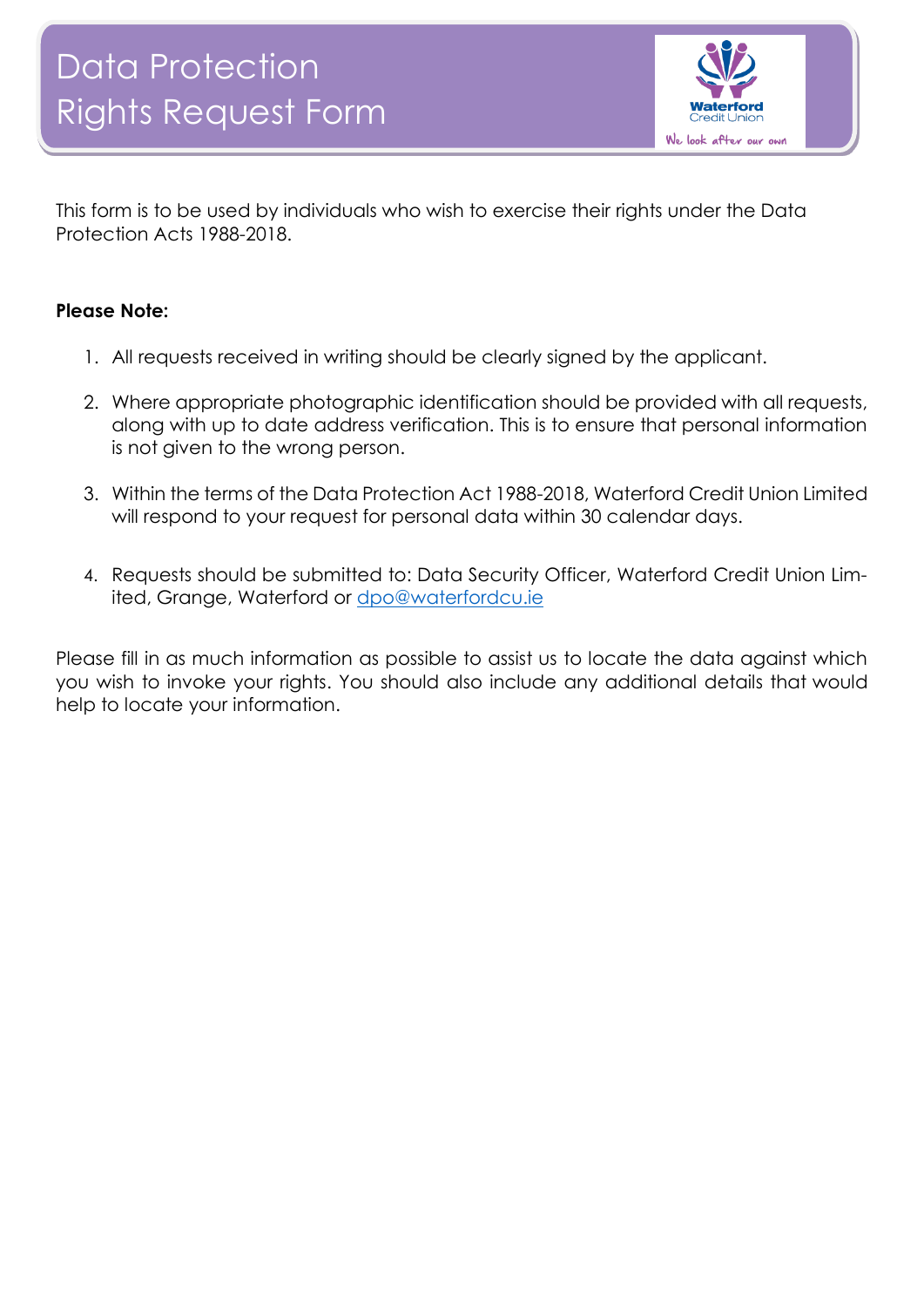# Data Protection Rights Request Form

This form is to be used by individuals who wish to exercise their rights under the Data Protection Acts 1988-2018.

**Please Note:**

1. All requests received in writing should be clearly signed by the applicant.
2. Where appropriate photographic identification should be provided with all requests, along with up to date address verification. This is to ensure that personal information is not given to the wrong person.
3. Within the terms of the Data Protection Act 1988-2018, Waterford Credit Union Limited will respond to your request for personal data within 30 calendar days.
4. Requests should be submitted to: Data Security Officer, Waterford Credit Union Limited, Grange, Waterford or dpo@waterfordcu.ie

Please fill in as much information as possible to assist us to locate the data against which you wish to invoke your rights. You should also include any additional details that would help to locate your information.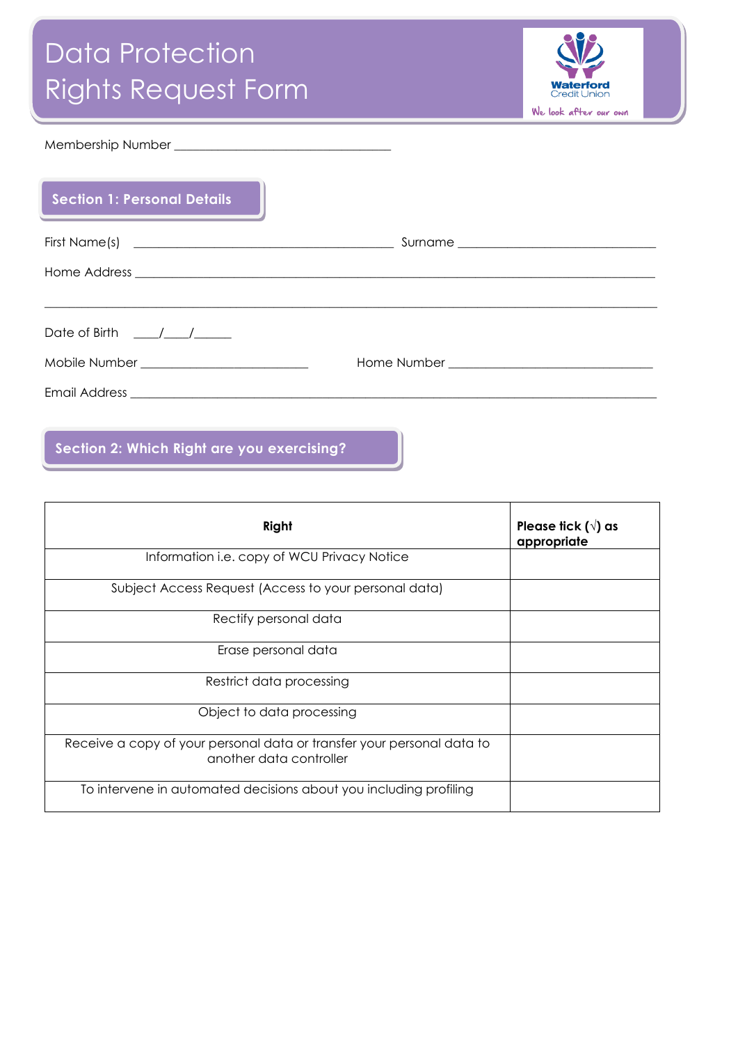# Data Protection Rights Request Form

Waterford Credit Union

We look after our own

Membership Number ________________________________

## Section 1: Personal Details

First Name(s) ______________________________________ Surname ____________________________

Home Address ______________________________________________________________________________

__________________________________________________________________________________________

Date of Birth ____/____/______

Mobile Number _________________________ Home Number ______________________________

Email Address _____________________________________________________________________________

## Section 2: Which Right are you exercising?

| Right | Please tick (√) as appropriate |
|---|---|
| Information i.e. copy of WCU Privacy Notice | |
| Subject Access Request (Access to your personal data) | |
| Rectify personal data | |
| Erase personal data | |
| Restrict data processing | |
| Object to data processing | |
| Receive a copy of your personal data or transfer your personal data to another data controller | |
| To intervene in automated decisions about you including profiling | |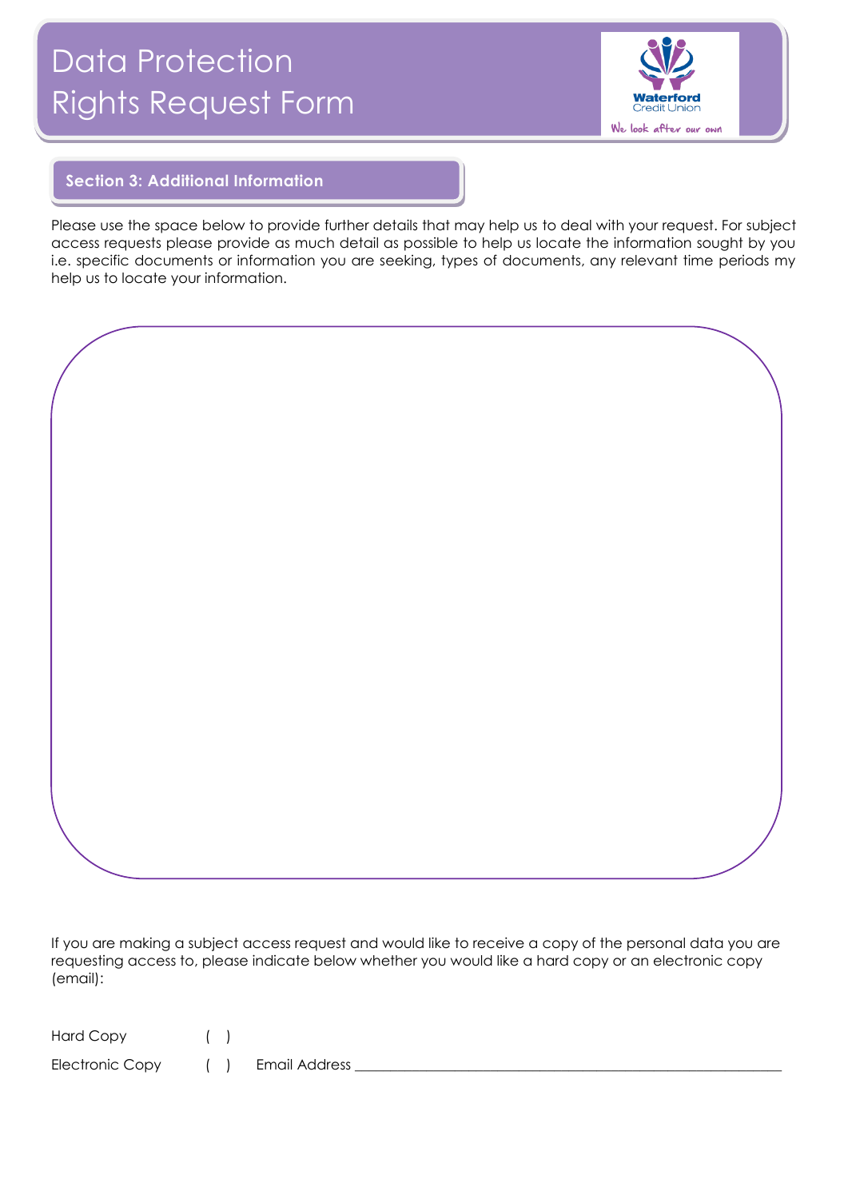# Data Protection Rights Request Form

Waterford Credit Union

We look after our own

## Section 3: Additional Information

Please use the space below to provide further details that may help us to deal with your request. For subject access requests please provide as much detail as possible to help us locate the information sought by you i.e. specific documents or information you are seeking, types of documents, any relevant time periods my help us to locate your information.

If you are making a subject access request and would like to receive a copy of the personal data you are requesting access to, please indicate below whether you would like a hard copy or an electronic copy (email):

Hard Copy ( )

Electronic Copy ( ) Email Address ____________________________________________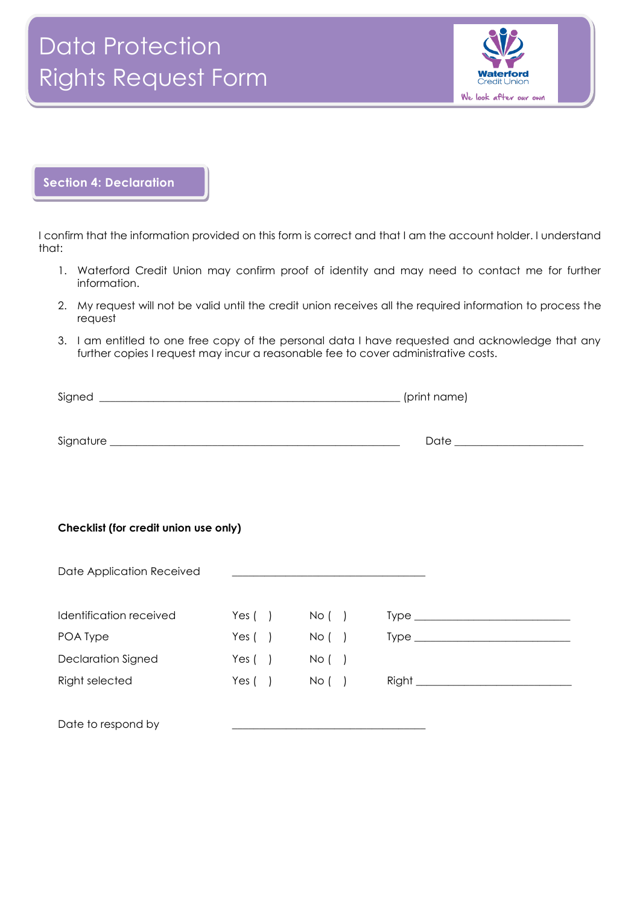# Data Protection Rights Request Form

## Section 4: Declaration

I confirm that the information provided on this form is correct and that I am the account holder. I understand that:

1. Waterford Credit Union may confirm proof of identity and may need to contact me for further information.
2. My request will not be valid until the credit union receives all the required information to process the request
3. I am entitled to one free copy of the personal data I have requested and acknowledge that any further copies I request may incur a reasonable fee to cover administrative costs.

Signed ______________________________________________ (print name)

Signature ______________________________________________ Date ____________________

**Checklist (for credit union use only)**

Date Application Received ______________________________

| | | | |
|---|---|---|---|
| Identification received | Yes ( ) | No ( ) | Type ________________________ |
| POA Type | Yes ( ) | No ( ) | Type ________________________ |
| Declaration Signed | Yes ( ) | No ( ) | |
| Right selected | Yes ( ) | No ( ) | Right ________________________ |

Date to respond by ______________________________